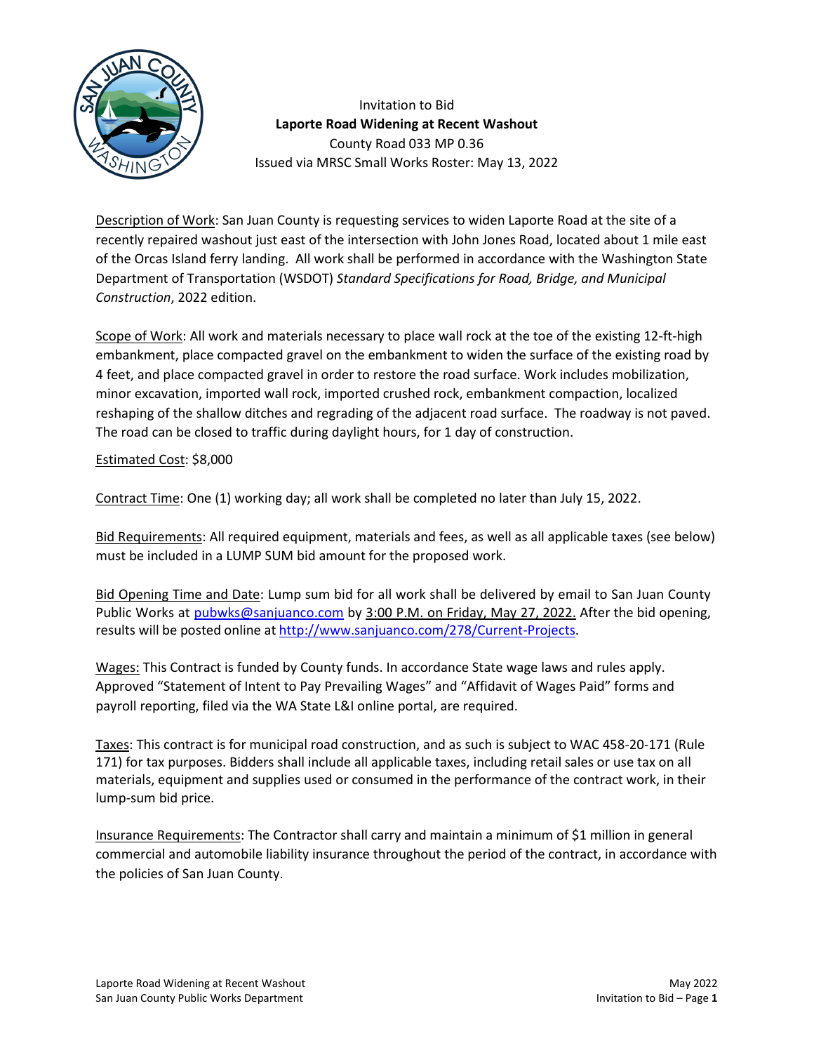Invitation to Bid

**Laporte Road Widening at Recent Washout**

County Road 033 MP 0.36

Issued via MRSC Small Works Roster: May 13, 2022

Description of Work: San Juan County is requesting services to widen Laporte Road at the site of a recently repaired washout just east of the intersection with John Jones Road, located about 1 mile east of the Orcas Island ferry landing. All work shall be performed in accordance with the Washington State Department of Transportation (WSDOT) *Standard Specifications for Road, Bridge, and Municipal Construction*, 2022 edition.

Scope of Work: All work and materials necessary to place wall rock at the toe of the existing 12-ft-high embankment, place compacted gravel on the embankment to widen the surface of the existing road by 4 feet, and place compacted gravel in order to restore the road surface. Work includes mobilization, minor excavation, imported wall rock, imported crushed rock, embankment compaction, localized reshaping of the shallow ditches and regrading of the adjacent road surface. The roadway is not paved. The road can be closed to traffic during daylight hours, for 1 day of construction.

Estimated Cost: $8,000

Contract Time: One (1) working day; all work shall be completed no later than July 15, 2022.

Bid Requirements: All required equipment, materials and fees, as well as all applicable taxes (see below) must be included in a LUMP SUM bid amount for the proposed work.

Bid Opening Time and Date: Lump sum bid for all work shall be delivered by email to San Juan County Public Works at pubwks@sanjuanco.com by 3:00 P.M. on Friday, May 27, 2022. After the bid opening, results will be posted online at http://www.sanjuanco.com/278/Current-Projects.

Wages: This Contract is funded by County funds. In accordance State wage laws and rules apply. Approved "Statement of Intent to Pay Prevailing Wages" and "Affidavit of Wages Paid" forms and payroll reporting, filed via the WA State L&I online portal, are required.

Taxes: This contract is for municipal road construction, and as such is subject to WAC 458-20-171 (Rule 171) for tax purposes. Bidders shall include all applicable taxes, including retail sales or use tax on all materials, equipment and supplies used or consumed in the performance of the contract work, in their lump-sum bid price.

Insurance Requirements: The Contractor shall carry and maintain a minimum of $1 million in general commercial and automobile liability insurance throughout the period of the contract, in accordance with the policies of San Juan County.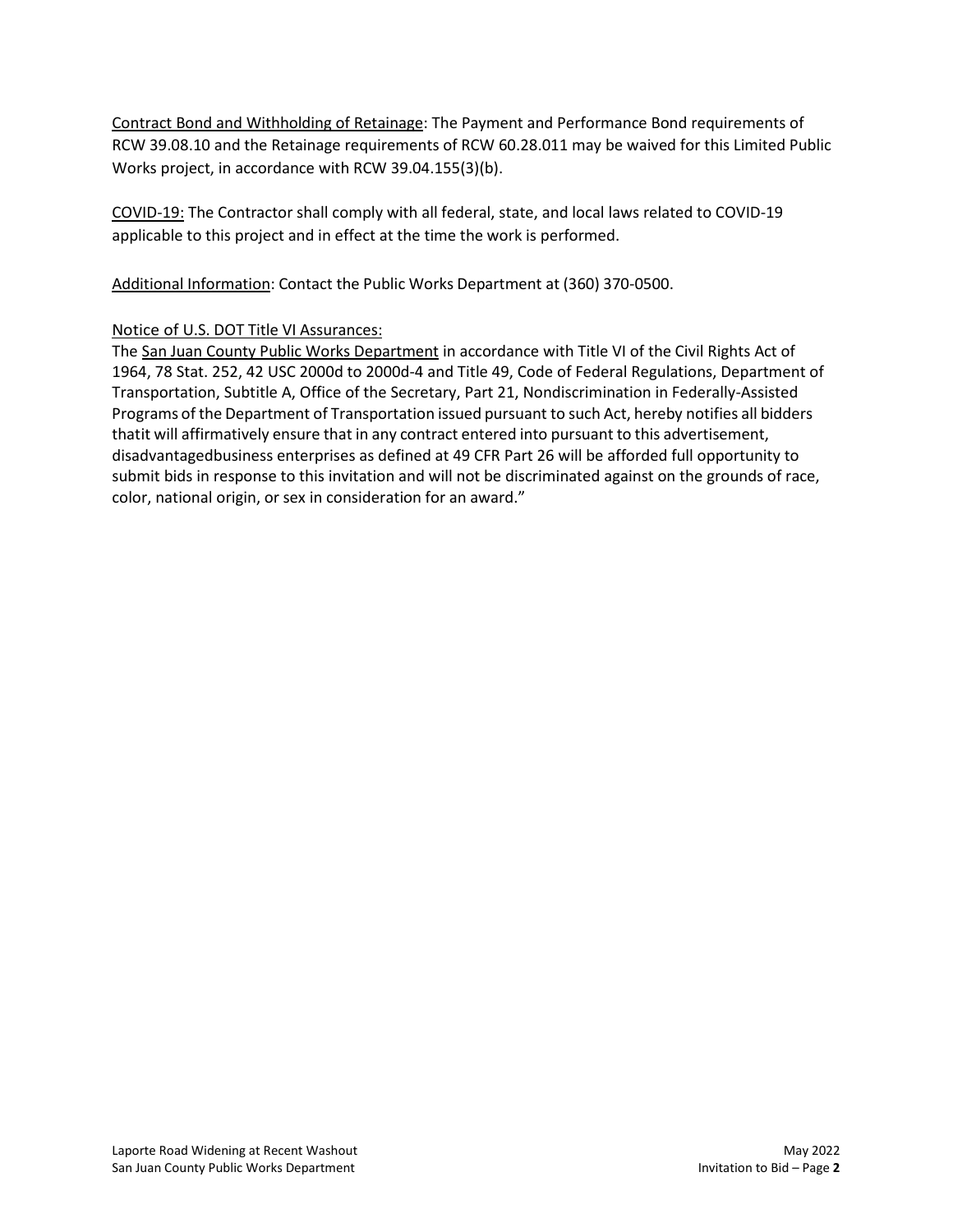Contract Bond and Withholding of Retainage: The Payment and Performance Bond requirements of RCW 39.08.10 and the Retainage requirements of RCW 60.28.011 may be waived for this Limited Public Works project, in accordance with RCW 39.04.155(3)(b).

COVID-19: The Contractor shall comply with all federal, state, and local laws related to COVID-19 applicable to this project and in effect at the time the work is performed.

Additional Information: Contact the Public Works Department at (360) 370-0500.

Notice of U.S. DOT Title VI Assurances:

The San Juan County Public Works Department in accordance with Title VI of the Civil Rights Act of 1964, 78 Stat. 252, 42 USC 2000d to 2000d-4 and Title 49, Code of Federal Regulations, Department of Transportation, Subtitle A, Office of the Secretary, Part 21, Nondiscrimination in Federally-Assisted Programs of the Department of Transportation issued pursuant to such Act, hereby notifies all bidders thatit will affirmatively ensure that in any contract entered into pursuant to this advertisement, disadvantagedbusiness enterprises as defined at 49 CFR Part 26 will be afforded full opportunity to submit bids in response to this invitation and will not be discriminated against on the grounds of race, color, national origin, or sex in consideration for an award."